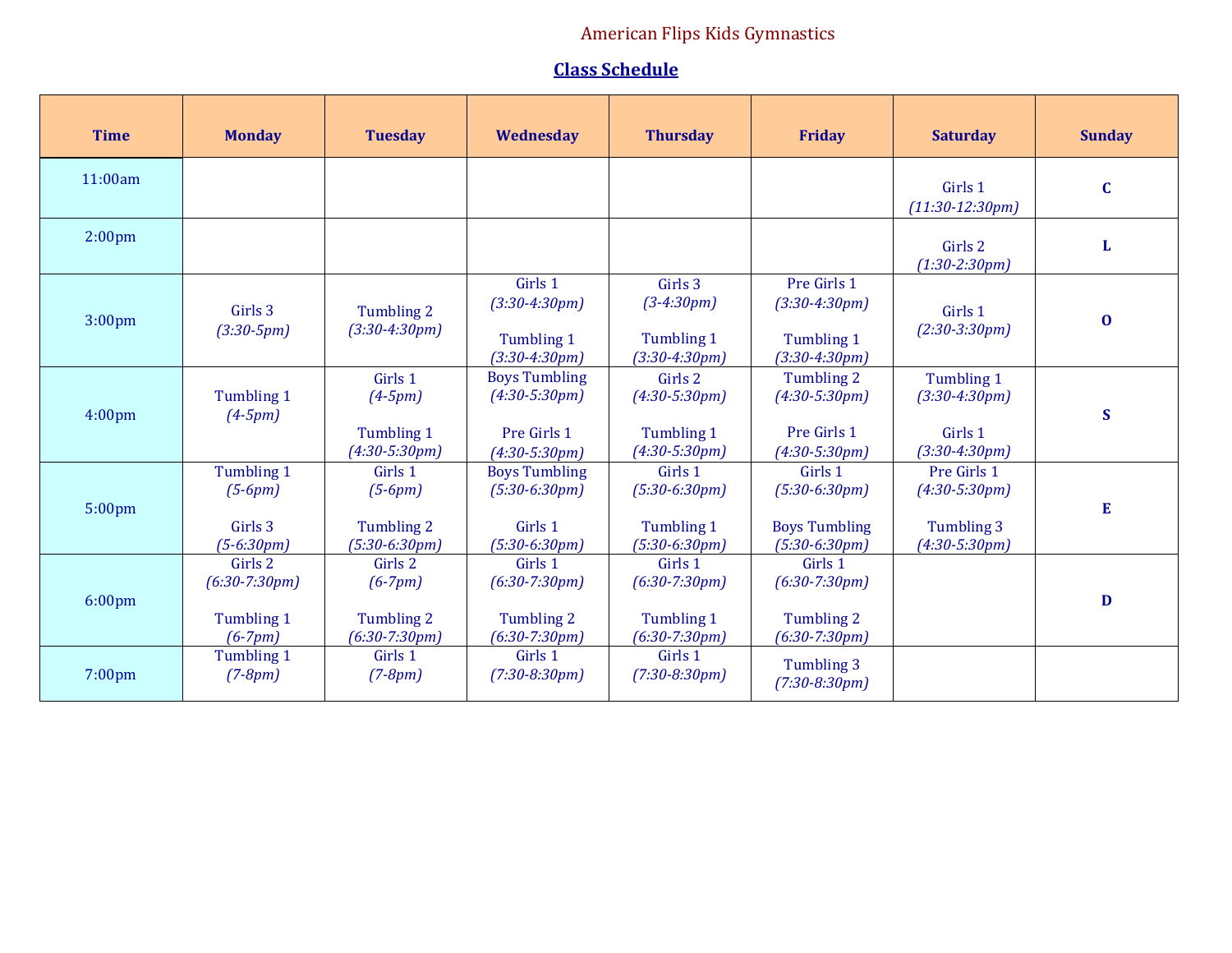American Flips Kids Gymnastics

## Class Schedule

| Time | Monday | Tuesday | Wednesday | Thursday | Friday | Saturday | Sunday |
|---|---|---|---|---|---|---|---|
| 11:00am | | | | | | Girls 1 *(11:30-12:30pm)* | **C** |
| 2:00pm | | | | | | Girls 2 *(1:30-2:30pm)* | **L** |
| 3:00pm | Girls 3 *(3:30-5pm)* | Tumbling 2 *(3:30-4:30pm)* | Girls 1 *(3:30-4:30pm)* Tumbling 1 *(3:30-4:30pm)* | Girls 3 *(3-4:30pm)* Tumbling 1 *(3:30-4:30pm)* | Pre Girls 1 *(3:30-4:30pm)* Tumbling 1 *(3:30-4:30pm)* | Girls 1 *(2:30-3:30pm)* | **O** |
| 4:00pm | Tumbling 1 *(4-5pm)* | Girls 1 *(4-5pm)* Tumbling 1 *(4:30-5:30pm)* | Boys Tumbling *(4:30-5:30pm)* Pre Girls 1 *(4:30-5:30pm)* | Girls 2 *(4:30-5:30pm)* Tumbling 1 *(4:30-5:30pm)* | Tumbling 2 *(4:30-5:30pm)* Pre Girls 1 *(4:30-5:30pm)* | Tumbling 1 *(3:30-4:30pm)* Girls 1 *(3:30-4:30pm)* | **S** |
| 5:00pm | Tumbling 1 *(5-6pm)* Girls 3 *(5-6:30pm)* | Girls 1 *(5-6pm)* Tumbling 2 *(5:30-6:30pm)* | Boys Tumbling *(5:30-6:30pm)* Girls 1 *(5:30-6:30pm)* | Girls 1 *(5:30-6:30pm)* Tumbling 1 *(5:30-6:30pm)* | Girls 1 *(5:30-6:30pm)* Boys Tumbling *(5:30-6:30pm)* | Pre Girls 1 *(4:30-5:30pm)* Tumbling 3 *(4:30-5:30pm)* | **E** |
| 6:00pm | Girls 2 *(6:30-7:30pm)* Tumbling 1 *(6-7pm)* | Girls 2 *(6-7pm)* Tumbling 2 *(6:30-7:30pm)* | Girls 1 *(6:30-7:30pm)* Tumbling 2 *(6:30-7:30pm)* | Girls 1 *(6:30-7:30pm)* Tumbling 1 *(6:30-7:30pm)* | Girls 1 *(6:30-7:30pm)* Tumbling 2 *(6:30-7:30pm)* | | **D** |
| 7:00pm | Tumbling 1 *(7-8pm)* | Girls 1 *(7-8pm)* | Girls 1 *(7:30-8:30pm)* | Girls 1 *(7:30-8:30pm)* | Tumbling 3 *(7:30-8:30pm)* | | |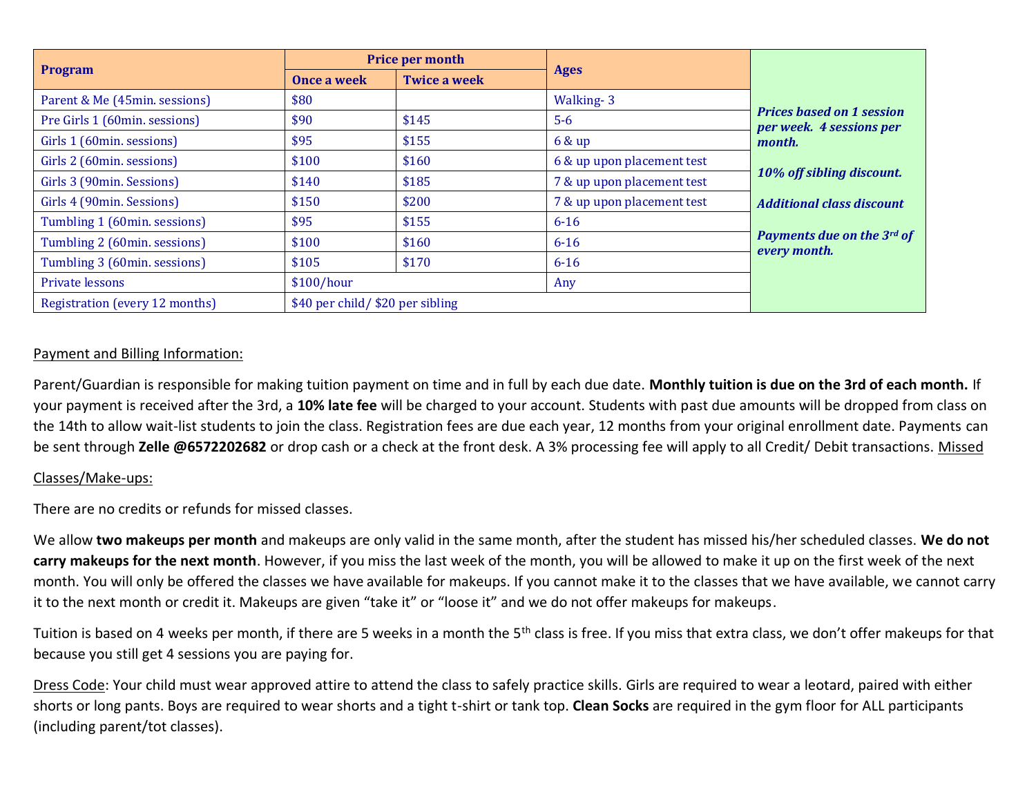| Program | Price per month | | Ages | |
|---|---|---|---|---|
| | Once a week | Twice a week | | |
| Parent & Me (45min. sessions) | $80 | | Walking- 3 | ***Prices based on 1 session per week. 4 sessions per month.*** ***10% off sibling discount.*** ***Additional class discount*** ***Payments due on the 3rd of every month.*** |
| Pre Girls 1 (60min. sessions) | $90 | $145 | 5-6 | |
| Girls 1 (60min. sessions) | $95 | $155 | 6 & up | |
| Girls 2 (60min. sessions) | $100 | $160 | 6 & up upon placement test | |
| Girls 3 (90min. Sessions) | $140 | $185 | 7 & up upon placement test | |
| Girls 4 (90min. Sessions) | $150 | $200 | 7 & up upon placement test | |
| Tumbling 1 (60min. sessions) | $95 | $155 | 6-16 | |
| Tumbling 2 (60min. sessions) | $100 | $160 | 6-16 | |
| Tumbling 3 (60min. sessions) | $105 | $170 | 6-16 | |
| Private lessons | $100/hour | | Any | |
| Registration (every 12 months) | $40 per child/ $20 per sibling | | | |

Payment and Billing Information:

Parent/Guardian is responsible for making tuition payment on time and in full by each due date. **Monthly tuition is due on the 3rd of each month.** If your payment is received after the 3rd, a **10% late fee** will be charged to your account. Students with past due amounts will be dropped from class on the 14th to allow wait-list students to join the class. Registration fees are due each year, 12 months from your original enrollment date. Payments can be sent through **Zelle @6572202682** or drop cash or a check at the front desk. A 3% processing fee will apply to all Credit/ Debit transactions.

Missed Classes/Make-ups:

There are no credits or refunds for missed classes.

We allow **two makeups per month** and makeups are only valid in the same month, after the student has missed his/her scheduled classes. **We do not carry makeups for the next month**. However, if you miss the last week of the month, you will be allowed to make it up on the first week of the next month. You will only be offered the classes we have available for makeups. If you cannot make it to the classes that we have available, we cannot carry it to the next month or credit it. Makeups are given "take it" or "loose it" and we do not offer makeups for makeups.

Tuition is based on 4 weeks per month, if there are 5 weeks in a month the 5th class is free. If you miss that extra class, we don't offer makeups for that because you still get 4 sessions you are paying for.

Dress Code: Your child must wear approved attire to attend the class to safely practice skills. Girls are required to wear a leotard, paired with either shorts or long pants. Boys are required to wear shorts and a tight t-shirt or tank top. **Clean Socks** are required in the gym floor for ALL participants (including parent/tot classes).